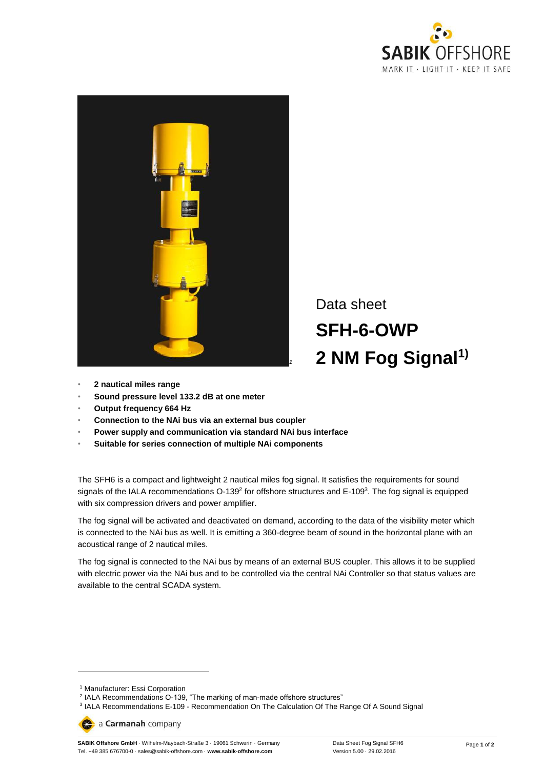Data sheet

# SFH-6-OWP

# 2 NM Fog Signal[1)]

- **2 nautical miles range**
- **Sound pressure level 133.2 dB at one meter**
- **Output frequency 664 Hz**
- **Connection to the NAi bus via an external bus coupler**
- **Power supply and communication via standard NAi bus interface**
- **Suitable for series connection of multiple NAi components**

The SFH6 is a compact and lightweight 2 nautical miles fog signal. It satisfies the requirements for sound signals of the IALA recommendations O-139[2] for offshore structures and E-109[3]. The fog signal is equipped with six compression drivers and power amplifier.

The fog signal will be activated and deactivated on demand, according to the data of the visibility meter which is connected to the NAi bus as well. It is emitting a 360-degree beam of sound in the horizontal plane with an acoustical range of 2 nautical miles.

The fog signal is connected to the NAi bus by means of an external BUS coupler. This allows it to be supplied with electric power via the NAi bus and to be controlled via the central NAi Controller so that status values are available to the central SCADA system.

---

[1] Manufacturer: Essi Corporation

[2] IALA Recommendations O-139, "The marking of man-made offshore structures"

[3] IALA Recommendations E-109 - Recommendation On The Calculation Of The Range Of A Sound Signal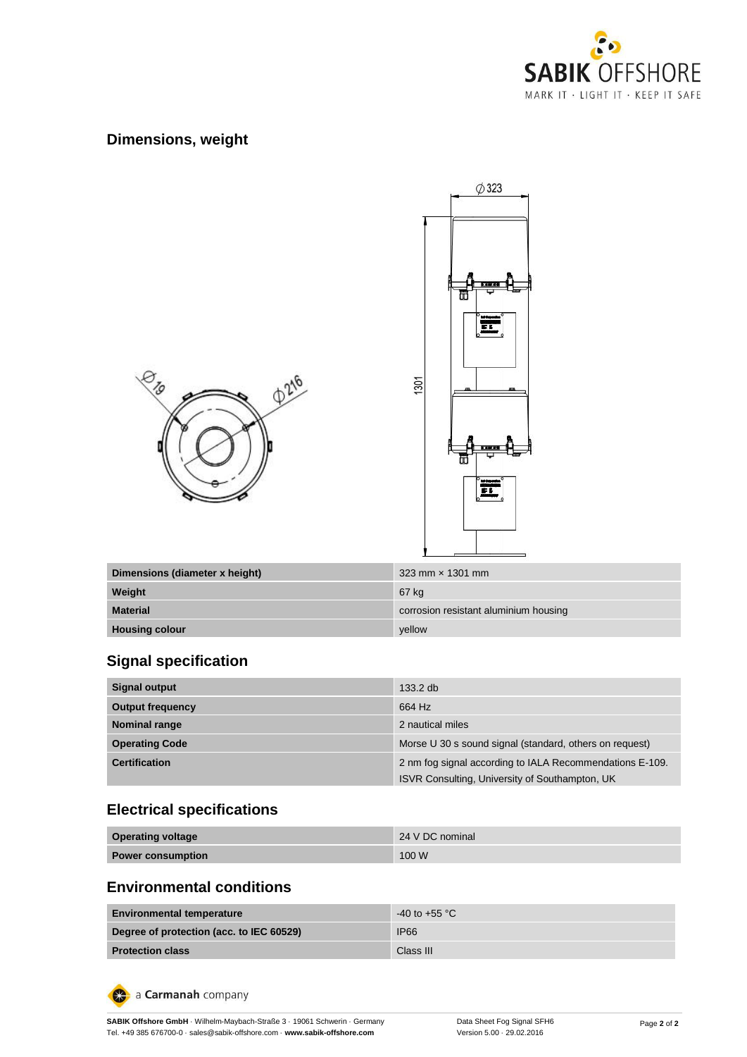## Dimensions, weight

Ø 19

Ø 216

Ø 323

1301

| | |
|---|---|
| **Dimensions (diameter x height)** | 323 mm × 1301 mm |
| **Weight** | 67 kg |
| **Material** | corrosion resistant aluminium housing |
| **Housing colour** | yellow |

## Signal specification

| | |
|---|---|
| **Signal output** | 133.2 db |
| **Output frequency** | 664 Hz |
| **Nominal range** | 2 nautical miles |
| **Operating Code** | Morse U 30 s sound signal (standard, others on request) |
| **Certification** | 2 nm fog signal according to IALA Recommendations E-109. ISVR Consulting, University of Southampton, UK |

## Electrical specifications

| | |
|---|---|
| **Operating voltage** | 24 V DC nominal |
| **Power consumption** | 100 W |

## Environmental conditions

| | |
|---|---|
| **Environmental temperature** | -40 to +55 °C |
| **Degree of protection (acc. to IEC 60529)** | IP66 |
| **Protection class** | Class III |

a Carmanah company

**SABIK Offshore GmbH** · Wilhelm-Maybach-Straße 3 · 19061 Schwerin · Germany
Tel. +49 385 676700-0 · sales@sabik-offshore.com · **www.sabik-offshore.com**

Data Sheet Fog Signal SFH6
Version 5.00 · 29.02.2016